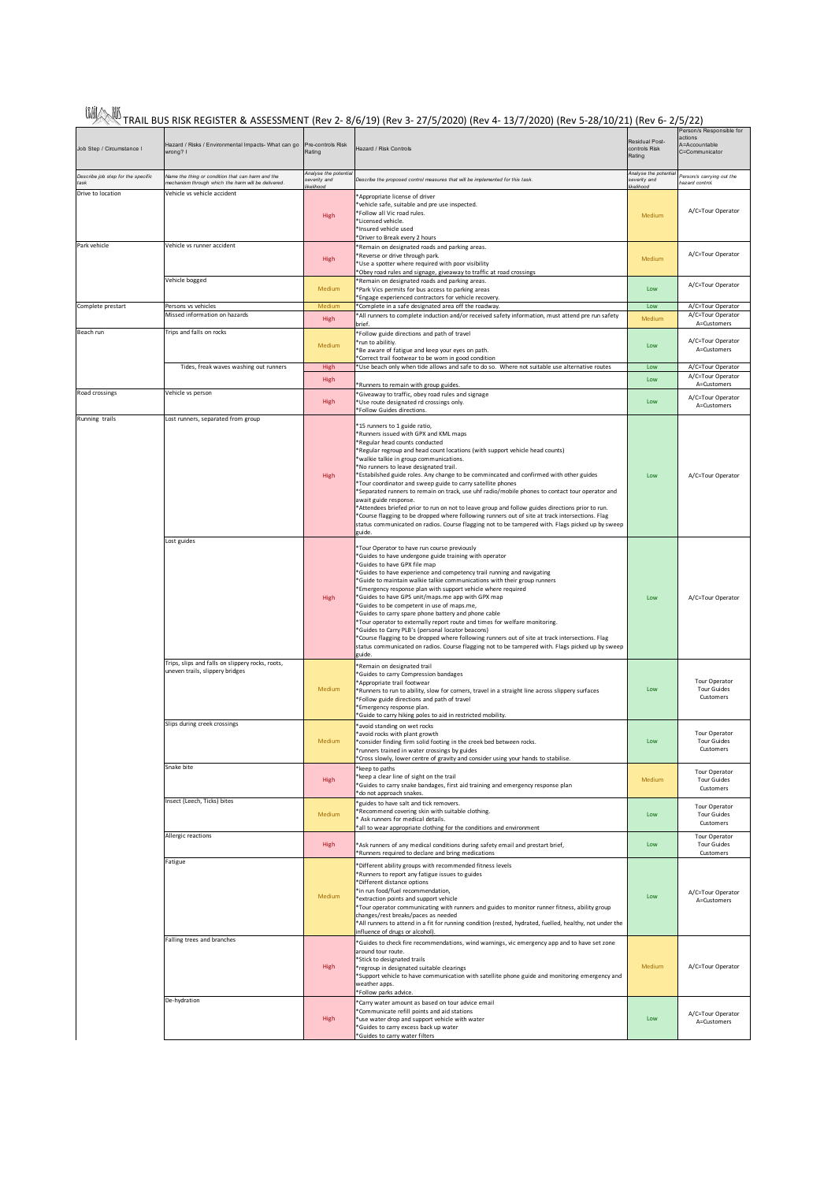# TRAIL BUS RISK REGISTER & ASSESSMENT (Rev 2- 8/6/19) (Rev 3- 27/5/2020) (Rev 4- 13/7/2020) (Rev 5-28/10/21) (Rev 6- 2/5/22)

| Job Step / Circumstance / | Hazard / Risks / Environmental Impacts- What can go wrong? / | Pre-controls Risk Rating | Hazard / Risk Controls | Residual Post-controls Risk Rating | Person/s Responsible for actions A=Accountable C=Communicator |
|---|---|---|---|---|---|
| *Describe job step for the specific task* | *Name the thing or condition that can harm and the mechanism through which the harm will be delivered.* | *Analyse the potential severity and likelihood* | *Describe the proposed control measures that will be implemented for this task.* | *Analyse the potential severity and likelihood* | *Person/s carrying out the hazard control.* |
| Drive to location | Vehicle vs vehicle accident | High | *Appropriate license of driver<br>*vehicle safe, suitable and pre use inspected.<br>*Follow all Vic road rules.<br>*Licensed vehicle.<br>*Insured vehicle used<br>*Driver to Break every 2 hours | Medium | A/C=Tour Operator |
| Park vehicle | Vehicle vs runner accident | High | *Remain on designated roads and parking areas.<br>*Reverse or drive through park.<br>*Use a spotter where required with poor visibility<br>*Obey road rules and signage, giveaway to traffic at road crossings | Medium | A/C=Tour Operator |
| | Vehicle bogged | Medium | *Remain on designated roads and parking areas.<br>*Park Vics permits for bus access to parking areas<br>*Engage experienced contractors for vehicle recovery. | Low | A/C=Tour Operator |
| Complete prestart | Persons vs vehicles | Medium | *Complete in a safe designated area off the roadway. | Low | A/C=Tour Operator |
| | Missed information on hazards | High | *All runners to complete induction and/or received safety information, must attend pre run safety brief. | Medium | A/C=Tour Operator A=Customers |
| Beach run | Trips and falls on rocks | Medium | *Follow guide directions and path of travel<br>*run to abilitiy.<br>*Be aware of fatigue and keep your eyes on path.<br>*Correct trail footwear to be worn in good condition | Low | A/C=Tour Operator A=Customers |
| | Tides, freak waves washing out runners | High | *Use beach only when tide allows and safe to do so. Where not suitable use alternative routes | Low | A/C=Tour Operator |
| | | High | *Runners to remain with group guides. | Low | A/C=Tour Operator A=Customers |
| Road crossings | Vehicle vs person | High | *Giveaway to traffic, obey road rules and signage<br>*Use route designated rd crossings only.<br>*Follow Guides directions. | Low | A/C=Tour Operator A=Customers |
| Running trails | Lost runners, separated from group | High | *15 runners to 1 guide ratio,<br>*Runners issued with GPX and KML maps<br>*Regular regroup and head count locations (with support vehicle head counts)<br>*walkie talkie in group communications.<br>*No runners to leave designated trail.<br>*Established guide roles. Any change to be commincated and confirmed with other guides<br>*Tour coordinator and sweep guide to carry satellite phones<br>*Separated runners to remain on track, use uhf radio/mobile phones to contact tour operator and await guide response.<br>*Attendees briefed prior to run on not to leave group and follow guides directions prior to run.<br>*Course flagging to be dropped where following runners out of site at track intersections. Flag status communicated on radios. Course flagging not to be tampered with. Flags picked up by sweep guide. | Low | A/C=Tour Operator |
| | Lost guides | High | *Tour Operator to have run course previously<br>*Guides to have undergone guide training with operator<br>*Guides to have GPX file map<br>*Guides to have experience and competency trail running and navigating<br>*Guide to maintain walkie talkie communications with their group runners<br>*Emergency response plan with support vehicle where required<br>*Guides to have GPS unit/maps.me app with GPX map<br>*Guides to be competent in use of maps.me,<br>*Guides to carry spare phone battery and phone cable<br>*Tour operator to externally report route and times for welfare monitoring.<br>*Guides to Carry PLB's (personal locator beacons)<br>*Course flagging to be dropped where following runners out of site at track intersections. Flag status communicated on radios. Course flagging not to be tampered with. Flags picked up by sweep guide. | Low | A/C=Tour Operator |
| | Trips, slips and falls on slippery rocks, roots, uneven trails, slippery bridges | Medium | *Remain on designated trail<br>*Guides to carry Compression bandages<br>*Appropriate trail footwear<br>*Runners to run to ability, slow for corners, travel in a straight line across slippery surfaces<br>*Follow guide directions and path of travel<br>*Emergency response plan.<br>*Guide to carry hiking poles to aid in restricted mobility. | Low | Tour Operator Tour Guides Customers |
| | Slips during creek crossings | Medium | *avoid standing on wet rocks<br>*avoid rocks with plant growth<br>*consider finding firm solid footing in the creek bed between rocks.<br>*runners trained in water crossings by guides<br>*Cross slowly, lower centre of gravity and consider using your hands to stabilise. | Low | Tour Operator Tour Guides Customers |
| | Snake bite | High | *keep to paths<br>*keep a clear line of sight on the trail<br>*Guides to carry snake bandages, first aid training and emergency response plan<br>*do not approach snakes. | Medium | Tour Operator Tour Guides Customers |
| | Insect (Leech, Ticks) bites | Medium | *guides to have salt and tick removers.<br>*Recommend covering skin with suitable clothing.<br>* Ask runners for medical details.<br>*all to wear appropriate clothing for the conditions and environment | Low | Tour Operator Tour Guides Customers |
| | Allergic reactions | High | *Ask runners of any medical conditions during safety email and prestart brief,<br>*Runners required to declare and bring medications | Low | Tour Operator Tour Guides Customers |
| | Fatigue | Medium | *Different ability groups with recommended fitness levels<br>*Runners to report any fatigue issues to guides<br>*Different distance options<br>*in run food/fuel recommendation,<br>*extraction points and support vehicle<br>*Tour operator communicating with runners and guides to monitor runner fitness, ability group changes/rest breaks/paces as needed<br>*All runners to attend in a fit for running condition (rested, hydrated, fuelled, healthy, not under the influence of drugs or alcohol). | Low | A/C=Tour Operator A=Customers |
| | Falling trees and branches | High | *Guides to check fire recommendations, wind warnings, vic emergency app and to have set zone around tour route.<br>*Stick to designated trails<br>*regroup in designated suitable clearings<br>*Support vehicle to have communication with satellite phone guide and monitoring emergency and weather apps.<br>*Follow parks advice. | Medium | A/C=Tour Operator |
| | De-hydration | High | *Carry water amount as based on tour advice email<br>*Communicate refill points and aid stations<br>*use water drop and support vehicle with water<br>*Guides to carry excess back up water<br>*Guides to carry water filters | Low | A/C=Tour Operator A=Customers |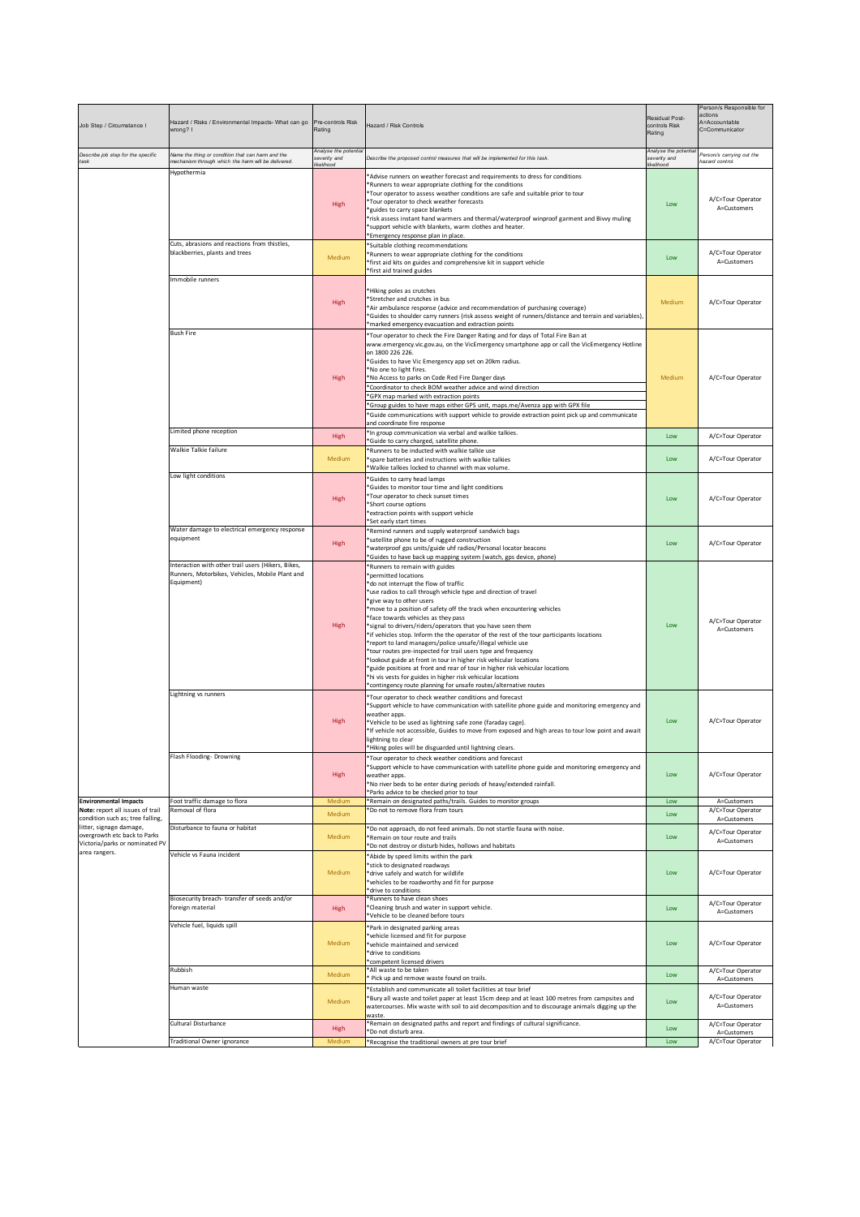| Job Step / Circumstance / | Hazard / Risks / Environmental Impacts- What can go wrong? / | Pre-controls Risk Rating | Hazard / Risk Controls | Residual Post-controls Risk Rating | Person/s Responsible for actions A=Accountable C=Communicator |
|---|---|---|---|---|---|
| *Describe job step for the specific task* | *Name the thing or condition that can harm and the mechanism through which the harm will be delivered.* | *Analyse the potential severity and likelihood* | *Describe the proposed control measures that will be implemented for this task.* | *Analyse the potential severity and likelihood* | *Person/s carrying out the hazard control.* |
| | Hypothermia | High | *Advise runners on weather forecast and requirements to dress for conditions<br>*Runners to wear appropriate clothing for the conditions<br>*Tour operator to assess weather conditions are safe and suitable prior to tour<br>*Tour operator to check weather forecasts<br>*guides to carry space blankets<br>*risk assess instant hand warmers and thermal/waterproof winproof garment and Bivvy muling<br>*support vehicle with blankets, warm clothes and heater.<br>*Emergency response plan in place. | Low | A/C=Tour Operator A=Customers |
| | Cuts, abrasions and reactions from thistles, blackberries, plants and trees | Medium | *Suitable clothing recommendations<br>*Runners to wear appropriate clothing for the conditions<br>*first aid kits on guides and comprehensive kit in support vehicle<br>*first aid trained guides | Low | A/C=Tour Operator A=Customers |
| | Immobile runners | High | *Hiking poles as crutches<br>*Stretcher and crutches in bus<br>*Air ambulance response (advice and recommendation of purchasing coverage)<br>*Guides to shoulder carry runners (risk assess weight of runners/distance and terrain and variables),<br>*marked emergency evacuation and extraction points | Medium | A/C=Tour Operator |
| | Bush Fire | High | *Tour operator to check the Fire Danger Rating and for days of Total Fire Ban at www.emergency.vic.gov.au, on the VicEmergency smartphone app or call the VicEmergency Hotline on 1800 226 226.<br>*Guides to have Vic Emergency app set on 20km radius.<br>*No one to light fires.<br>*No Access to parks on Code Red Fire Danger days<br>*Coordinator to check BOM weather advice and wind direction<br>*GPX map marked with extraction points<br>*Group guides to have maps either GPS unit, maps.me/Avenza app with GPX file<br>*Guide communications with support vehicle to provide extraction point pick up and communicate and coordinate fire response | Medium | A/C=Tour Operator |
| | Limited phone reception | High | *In group communication via verbal and walkie talkies.<br>*Guide to carry charged, satellite phone. | Low | A/C=Tour Operator |
| | Walkie Talkie failure | Medium | *Runners to be inducted with walkie talkie use<br>*spare batteries and instructions with walkie talkies<br>*Walkie talkies locked to channel with max volume. | Low | A/C=Tour Operator |
| | Low light conditions | High | *Guides to carry head lamps<br>*Guides to monitor tour time and light conditions<br>*Tour operator to check sunset times<br>*Short course options<br>*extraction points with support vehicle<br>*Set early start times | Low | A/C=Tour Operator |
| | Water damage to electrical emergency response equipment | High | *Remind runners and supply waterproof sandwich bags<br>*satellite phone to be of rugged construction<br>*waterproof gps units/guide uhf radios/Personal locator beacons<br>*Guides to have back up mapping system (watch, gps device, phone) | Low | A/C=Tour Operator |
| | Interaction with other trail users (Hikers, Bikes, Runners, Motorbikes, Vehicles, Mobile Plant and Equipment) | High | *Runners to remain with guides<br>*permitted locations<br>*do not interrupt the flow of traffic<br>*use radios to call through vehicle type and direction of travel<br>*give way to other users<br>*move to a position of safety off the track when encountering vehicles<br>*face towards vehicles as they pass<br>*signal to drivers/riders/operators that you have seen them<br>*if vehicles stop. Inform the the operator of the rest of the tour participants locations<br>*report to land managers/police unsafe/illegal vehicle use<br>*tour routes pre-inspected for trail users type and frequency<br>*lookout guide at front in tour in higher risk vehicular locations<br>*guide positions at front and rear of tour in higher risk vehicular locations<br>*hi vis vests for guides in higher risk vehicular locations<br>*contingency route planning for unsafe routes/alternative routes | Low | A/C=Tour Operator A=Customers |
| | Lightning vs runners | High | *Tour operator to check weather conditions and forecast<br>*Support vehicle to have communication with satellite phone guide and monitoring emergency and weather apps.<br>*Vehicle to be used as lightning safe zone (faraday cage).<br>*If vehicle not accessible, Guides to move from exposed and high areas to low point and await lightning to clear<br>*Hiking poles will be disguarded until lightning clears. | Low | A/C=Tour Operator |
| | Flash Flooding- Drowning | High | *Tour operator to check weather conditions and forecast<br>*Support vehicle to have communication with satellite phone guide and monitoring emergency and weather apps.<br>*No river beds to be enter during periods of heavy/extended rainfall.<br>*Parks advice to be checked prior to tour | Low | A/C=Tour Operator |
| **Environmental Impacts**<br>**Note:** report all issues of trail condition such as; tree falling, litter, signage damage, overgrowth etc back to Parks Victoria/parks or nominated PV area rangers. | Foot traffic damage to flora | Medium | *Remain on designated paths/trails. Guides to monitor groups | Low | A=Customers |
| | Removal of flora | Medium | *Do not to remove flora from tours | Low | A/C=Tour Operator A=Customers |
| | Disturbance to fauna or habitat | Medium | *Do not approach, do not feed animals. Do not startle fauna with noise.<br>*Remain on tour route and trails<br>*Do not destroy or disturb hides, hollows and habitats | Low | A/C=Tour Operator A=Customers |
| | Vehicle vs Fauna incident | Medium | *Abide by speed limits within the park<br>*stick to designated roadways<br>*drive safely and watch for wildlife<br>*vehicles to be roadworthy and fit for purpose<br>*drive to conditions | Low | A/C=Tour Operator |
| | Biosecurity breach- transfer of seeds and/or foreign material | High | *Runners to have clean shoes<br>*Cleaning brush and water in support vehicle.<br>*Vehicle to be cleaned before tours | Low | A/C=Tour Operator A=Customers |
| | Vehicle fuel, liquids spill | Medium | *Park in designated parking areas<br>*vehicle licensed and fit for purpose<br>*vehicle maintained and serviced<br>*drive to conditions<br>*competent licensed drivers | Low | A/C=Tour Operator |
| | Rubbish | Medium | *All waste to be taken<br>* Pick up and remove waste found on trails. | Low | A/C=Tour Operator A=Customers |
| | Human waste | Medium | *Establish and communicate all toilet facilities at tour brief<br>*Bury all waste and toilet paper at least 15cm deep and at least 100 metres from campsites and watercourses. Mix waste with soil to aid decomposition and to discourage animals digging up the waste. | Low | A/C=Tour Operator A=Customers |
| | Cultural Disturbance | High | *Remain on designated paths and report and findings of cultural significance.<br>*Do not disturb area. | Low | A/C=Tour Operator A=Customers |
| | Traditional Owner ignorance | Medium | *Recognise the traditional owners at pre tour brief | Low | A/C=Tour Operator |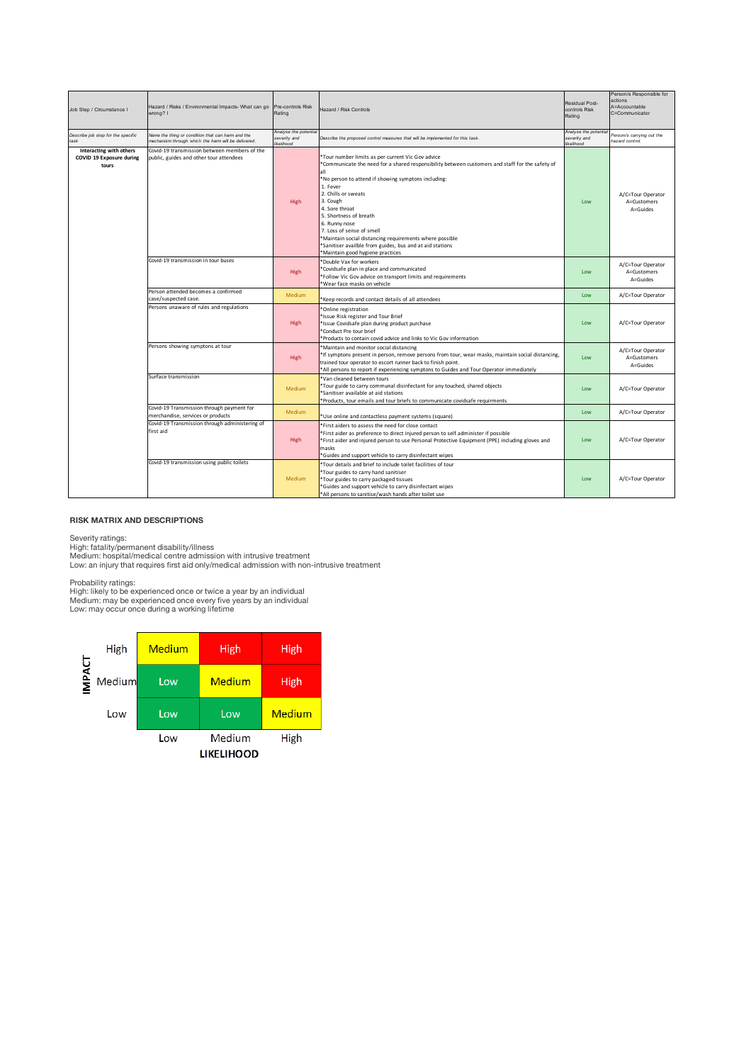| Job Step / Circumstance / | Hazard / Risks / Environmental Impacts- What can go wrong? / | Pre-controls Risk Rating | Hazard / Risk Controls | Residual Post-controls Risk Rating | Person/s Responsible for actions A=Accountable C=Communicator |
|---|---|---|---|---|---|
| *Describe job step for the specific task* | *Name the thing or condition that can harm and the mechanism through which the harm will be delivered.* | *Analyse the potential severity and likelihood* | *Describe the proposed control measures that will be implemented for this task.* | *Analyse the potential severity and likelihood* | *Person/s carrying out the hazard control.* |
| **Interacting with others COVID 19 Exposure during tours** | Covid-19 transmission between members of the public, guides and other tour attendees | High | *Tour number limits as per current Vic Gov advice<br>*Communicate the need for a shared responsibility between customers and staff for the safety of all<br>*No person to attend if showing symptoms including:<br>1. Fever<br>2. Chills or sweats<br>3. Cough<br>4. Sore throat<br>5. Shortness of breath<br>6. Runny nose<br>7. Loss of sense of smell<br>*Maintain social distancing requirements where possible<br>*Sanitiser availble from guides, bus and at aid stations<br>*Maintain good hygiene practices | Low | A/C=Tour Operator<br>A=Customers<br>A=Guides |
| | Covid-19 transmission in tour buses | High | *Double Vax for workers<br>*Covidsafe plan in place and communicated<br>*Follow Vic Gov advice on transport limits and requirements<br>*Wear face masks on vehicle | Low | A/C=Tour Operator<br>A=Customers<br>A=Guides |
| | Person attended becomes a confirmed case/suspected case. | Medium | *Keep records and contact details of all attendees | Low | A/C=Tour Operator |
| | Persons unaware of rules and regulations | High | *Online registration<br>*Issue Risk register and Tour Brief<br>*Issue Covidsafe plan during product purchase<br>*Conduct Pre tour brief<br>*Products to contain covid advice and links to Vic Gov information | Low | A/C=Tour Operator |
| | Persons showing symptons at tour | High | *Maintain and monitor social distancing<br>*If symptoms present in person, remove persons from tour, wear masks, maintain social distancing, trained tour operator to escort runner back to finish point.<br>*All persons to report if experiencing symptons to Guides and Tour Operator immediately | Low | A/C=Tour Operator<br>A=Customers<br>A=Guides |
| | Surface transmission | Medium | *Van cleaned between tours<br>*Tour guide to carry communal disinfectant for any touched, shared objects<br>*Sanitiser available at aid stations<br>*Products, tour emails and tour briefs to communicate covidsafe requirments | Low | A/C=Tour Operator |
| | Covid-19 Transmission through payment for merchandise, services or products | Medium | *Use online and contactless payment systems (square) | Low | A/C=Tour Operator |
| | Covid-19 Transmission through administering of first aid | High | *First aiders to assess the need for close contact<br>*First aider as preference to direct injured person to self administer if possible<br>*First aider and injured person to use Personal Protective Equipment (PPE) including gloves and masks<br>*Guides and support vehicle to carry disinfectant wipes | Low | A/C=Tour Operator |
| | Covid-19 transmission using public toilets | Medium | *Tour details and brief to include toilet facilities of tour<br>*Tour guides to carry hand sanitiser<br>*Tour guides to carry packaged tissues<br>*Guides and support vehicle to carry disinfectant wipes<br>*All persons to sanitise/wash hands after toilet use | Low | A/C=Tour Operator |

**RISK MATRIX AND DESCRIPTIONS**

Severity ratings:
High: fatality/permanent disability/illness
Medium: hospital/medical centre admission with intrusive treatment
Low: an injury that requires first aid only/medical admission with non-intrusive treatment

Probability ratings:
High: likely to be experienced once or twice a year by an individual
Medium: may be experienced once every five years by an individual
Low: may occur once during a working lifetime

| IMPACT | Low (LIKELIHOOD) | Medium (LIKELIHOOD) | High (LIKELIHOOD) |
|---|---|---|---|
| High | Medium | High | High |
| Medium | Low | Medium | High |
| Low | Low | Low | Medium |